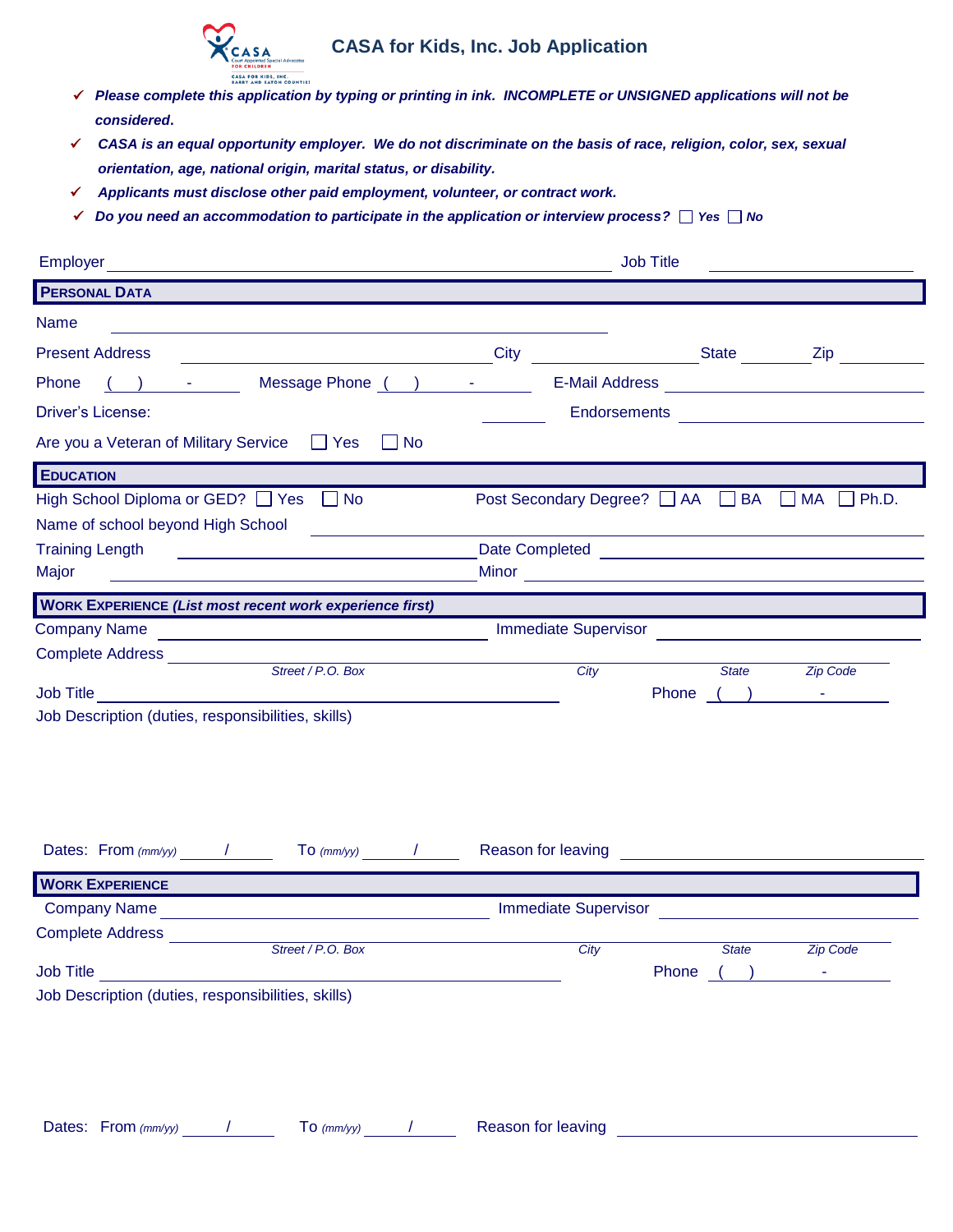# CASA for Kids, Inc. Job Application

- ✓ ***Please complete this application by typing or printing in ink. INCOMPLETE or UNSIGNED applications will not be considered.***
- ✓ ***CASA is an equal opportunity employer. We do not discriminate on the basis of race, religion, color, sex, sexual orientation, age, national origin, marital status, or disability.***
- ✓ ***Applicants must disclose other paid employment, volunteer, or contract work.***
- ✓ ***Do you need an accommodation to participate in the application or interview process?*** ☐ ***Yes*** ☐ ***No***

Employer ______________________________ Job Title ______________

## PERSONAL DATA

Name ______________________________

Present Address ______________________ City ______________ State ________ Zip ________

Phone ( ) - ________ Message Phone ( ) - ________ E-Mail Address ______________________

Driver's License: ________ Endorsements ______________________

Are you a Veteran of Military Service ☐ Yes ☐ No

## EDUCATION

High School Diploma or GED? ☐ Yes ☐ No Post Secondary Degree? ☐ AA ☐ BA ☐ MA ☐ Ph.D.

Name of school beyond High School ______________________________

Training Length ______________________ Date Completed ______________________

Major ______________________ Minor ______________________

## WORK EXPERIENCE *(List most recent work experience first)*

Company Name ______________________ Immediate Supervisor ______________________

Complete Address ______________________________________________

*Street / P.O. Box* *City* *State* *Zip Code*

Job Title ______________________________ Phone ( ) - ________

Job Description (duties, responsibilities, skills)

Dates: From *(mm/yy)* ____ / ____ To *(mm/yy)* ____ / ____ Reason for leaving ______________________

## WORK EXPERIENCE

Company Name ______________________ Immediate Supervisor ______________________

Complete Address ______________________________________________

*Street / P.O. Box* *City* *State* *Zip Code*

Job Title ______________________________ Phone ( ) - ________

Job Description (duties, responsibilities, skills)

Dates: From *(mm/yy)* ____ / ____ To *(mm/yy)* ____ / ____ Reason for leaving ______________________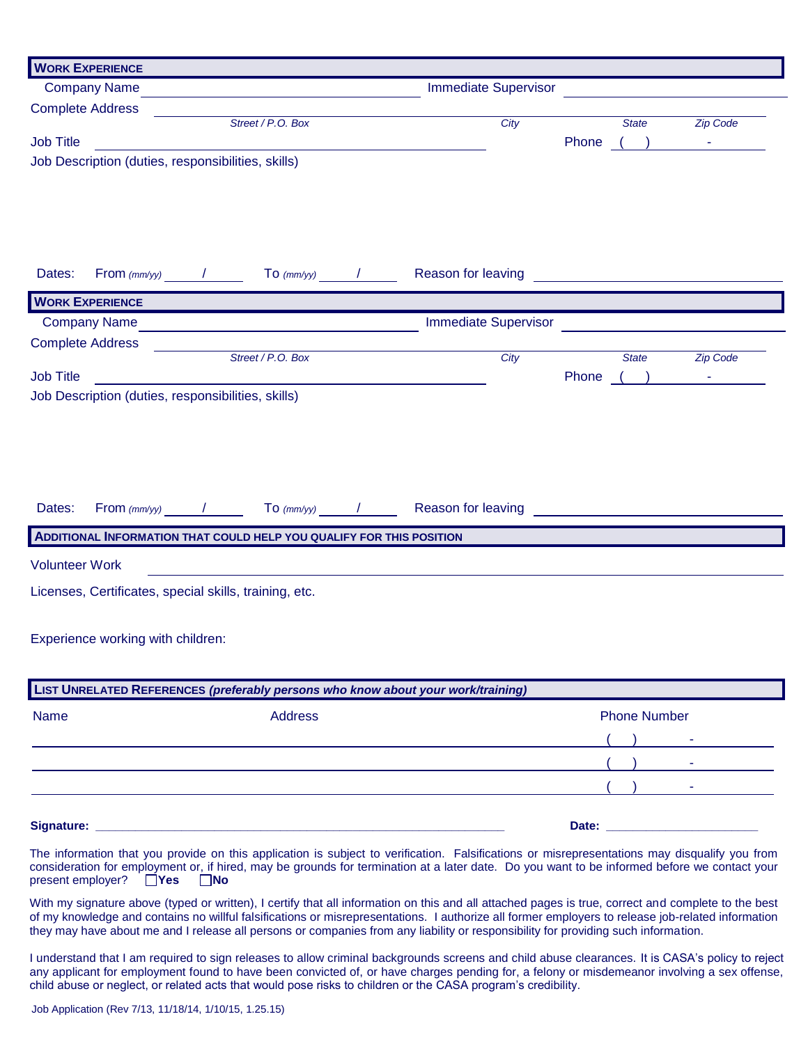## WORK EXPERIENCE

Company Name ______________________ Immediate Supervisor ______________________

Complete Address ______________________________________________

*Street / P.O. Box* *City* *State* *Zip Code*

Job Title ______________________ Phone ( ) -

Job Description (duties, responsibilities, skills)

Dates: From *(mm/yy)* / To *(mm/yy)* / Reason for leaving ______________________

## WORK EXPERIENCE

Company Name ______________________ Immediate Supervisor ______________________

Complete Address ______________________________________________

*Street / P.O. Box* *City* *State* *Zip Code*

Job Title ______________________ Phone ( ) -

Job Description (duties, responsibilities, skills)

Dates: From *(mm/yy)* / To *(mm/yy)* / Reason for leaving ______________________

## ADDITIONAL INFORMATION THAT COULD HELP YOU QUALIFY FOR THIS POSITION

Volunteer Work ______________________________________________

Licenses, Certificates, special skills, training, etc.

Experience working with children:

## LIST UNRELATED REFERENCES *(preferably persons who know about your work/training)*

| Name | Address | Phone Number |
|---|---|---|
| | | ( ) - |
| | | ( ) - |
| | | ( ) - |

**Signature:** ______________________________________________ **Date:** ____________________

The information that you provide on this application is subject to verification. Falsifications or misrepresentations may disqualify you from consideration for employment or, if hired, may be grounds for termination at a later date. Do you want to be informed before we contact your present employer? ☐ **Yes** ☐ **No**

With my signature above (typed or written), I certify that all information on this and all attached pages is true, correct and complete to the best of my knowledge and contains no willful falsifications or misrepresentations. I authorize all former employers to release job-related information they may have about me and I release all persons or companies from any liability or responsibility for providing such information.

I understand that I am required to sign releases to allow criminal backgrounds screens and child abuse clearances. It is CASA's policy to reject any applicant for employment found to have been convicted of, or have charges pending for, a felony or misdemeanor involving a sex offense, child abuse or neglect, or related acts that would pose risks to children or the CASA program's credibility.

Job Application (Rev 7/13, 11/18/14, 1/10/15, 1.25.15)